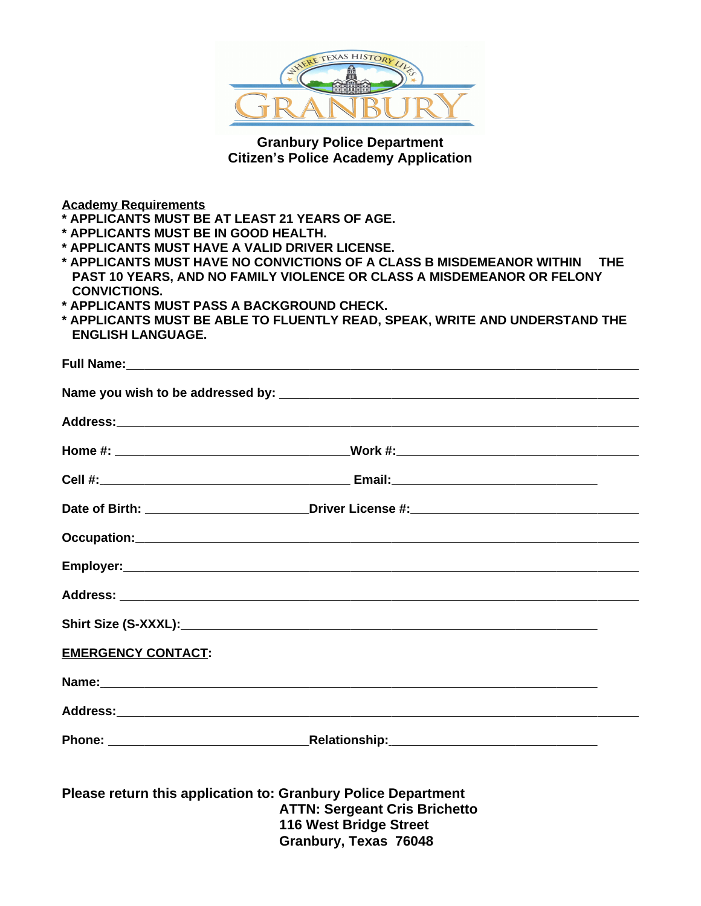# Granbury Police Department
## Citizen's Police Academy Application

**Academy Requirements**

- **APPLICANTS MUST BE AT LEAST 21 YEARS OF AGE.**
- **APPLICANTS MUST BE IN GOOD HEALTH.**
- **APPLICANTS MUST HAVE A VALID DRIVER LICENSE.**
- **APPLICANTS MUST HAVE NO CONVICTIONS OF A CLASS B MISDEMEANOR WITHIN THE PAST 10 YEARS, AND NO FAMILY VIOLENCE OR CLASS A MISDEMEANOR OR FELONY CONVICTIONS.**
- **APPLICANTS MUST PASS A BACKGROUND CHECK.**
- **APPLICANTS MUST BE ABLE TO FLUENTLY READ, SPEAK, WRITE AND UNDERSTAND THE ENGLISH LANGUAGE.**

**Full Name:**______________________________________________

**Name you wish to be addressed by:** ______________________________

**Address:**______________________________________________

**Home #:** ____________________ **Work #:**____________________

**Cell #:**____________________ **Email:**____________________

**Date of Birth:** ____________________ **Driver License #:**____________________

**Occupation:**______________________________________________

**Employer:**______________________________________________

**Address:** ______________________________________________

**Shirt Size (S-XXXL):**______________________________________

**EMERGENCY CONTACT:**

**Name:**______________________________________________

**Address:**______________________________________________

**Phone:** ____________________ **Relationship:**____________________

**Please return this application to: Granbury Police Department**
**ATTN: Sergeant Cris Brichetto**
**116 West Bridge Street**
**Granbury, Texas 76048**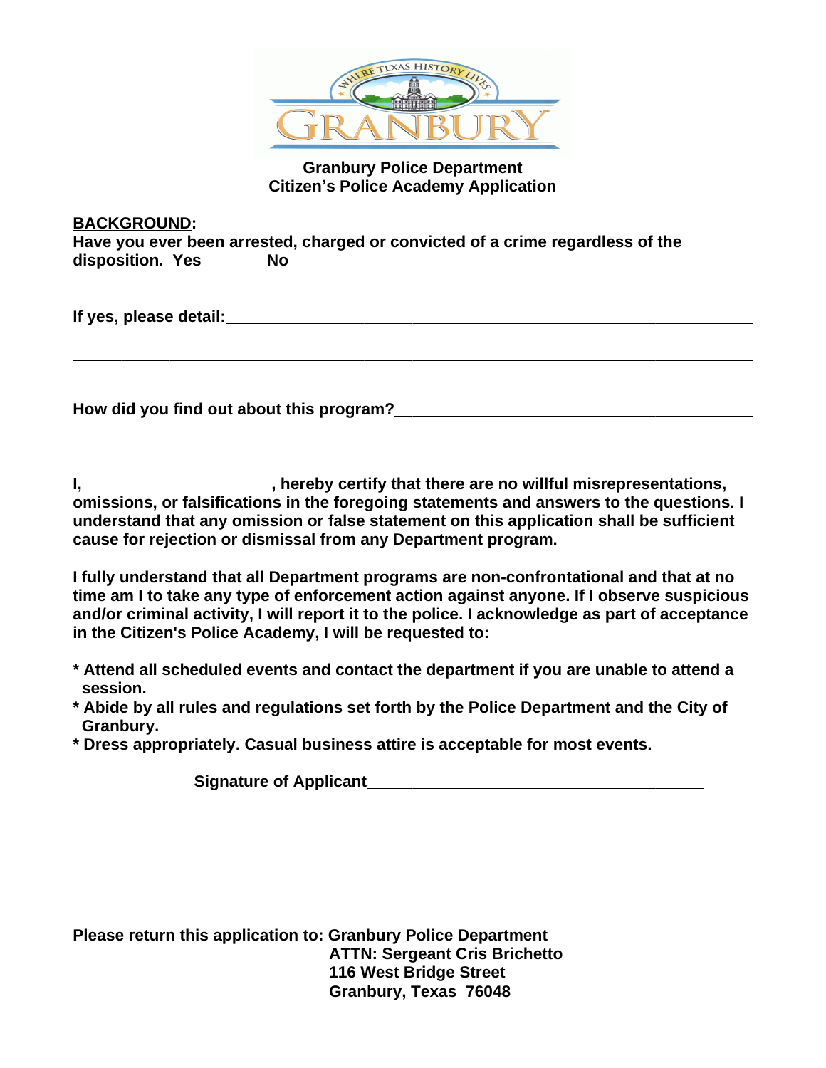**Granbury Police Department**
**Citizen's Police Academy Application**

**BACKGROUND:**

**Have you ever been arrested, charged or convicted of a crime regardless of the disposition. Yes No**

**If yes, please detail:______________________________________________________**

_____________________________________________________________________________

**How did you find out about this program?_________________________________________**

**I, ____________________ , hereby certify that there are no willful misrepresentations, omissions, or falsifications in the foregoing statements and answers to the questions. I understand that any omission or false statement on this application shall be sufficient cause for rejection or dismissal from any Department program.**

**I fully understand that all Department programs are non-confrontational and that at no time am I to take any type of enforcement action against anyone. If I observe suspicious and/or criminal activity, I will report it to the police. I acknowledge as part of acceptance in the Citizen's Police Academy, I will be requested to:**

- **Attend all scheduled events and contact the department if you are unable to attend a session.**
- **Abide by all rules and regulations set forth by the Police Department and the City of Granbury.**
- **Dress appropriately. Casual business attire is acceptable for most events.**

**Signature of Applicant_____________________________________**

**Please return this application to: Granbury Police Department**
**ATTN: Sergeant Cris Brichetto**
**116 West Bridge Street**
**Granbury, Texas 76048**